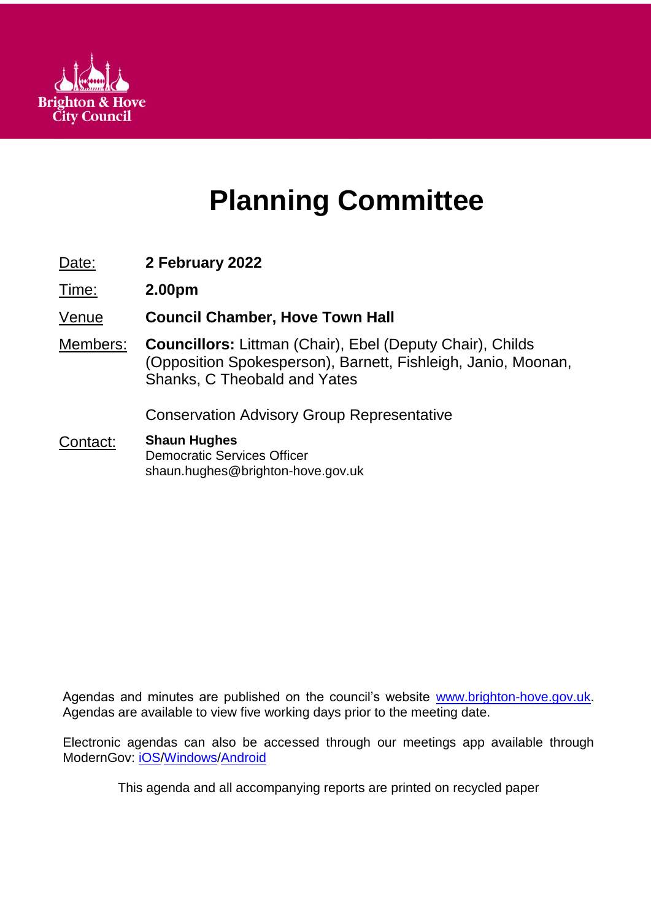Brighton & Hove City Council

# Planning Committee

Date: **2 February 2022**

Time: **2.00pm**

Venue **Council Chamber, Hove Town Hall**

Members: **Councillors:** Littman (Chair), Ebel (Deputy Chair), Childs (Opposition Spokesperson), Barnett, Fishleigh, Janio, Moonan, Shanks, C Theobald and Yates

Conservation Advisory Group Representative

Contact: **Shaun Hughes**
Democratic Services Officer
shaun.hughes@brighton-hove.gov.uk

Agendas and minutes are published on the council's website www.brighton-hove.gov.uk. Agendas are available to view five working days prior to the meeting date.

Electronic agendas can also be accessed through our meetings app available through ModernGov: iOS/Windows/Android

This agenda and all accompanying reports are printed on recycled paper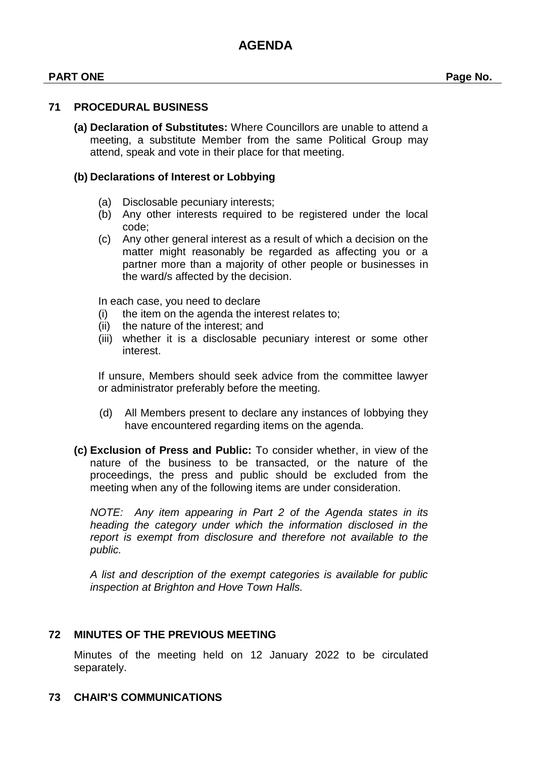# AGENDA

**PART ONE** **Page No.**

## 71 PROCEDURAL BUSINESS

**(a) Declaration of Substitutes:** Where Councillors are unable to attend a meeting, a substitute Member from the same Political Group may attend, speak and vote in their place for that meeting.

**(b) Declarations of Interest or Lobbying**

(a) Disclosable pecuniary interests;
(b) Any other interests required to be registered under the local code;
(c) Any other general interest as a result of which a decision on the matter might reasonably be regarded as affecting you or a partner more than a majority of other people or businesses in the ward/s affected by the decision.

In each case, you need to declare
(i) the item on the agenda the interest relates to;
(ii) the nature of the interest; and
(iii) whether it is a disclosable pecuniary interest or some other interest.

If unsure, Members should seek advice from the committee lawyer or administrator preferably before the meeting.

(d) All Members present to declare any instances of lobbying they have encountered regarding items on the agenda.

**(c) Exclusion of Press and Public:** To consider whether, in view of the nature of the business to be transacted, or the nature of the proceedings, the press and public should be excluded from the meeting when any of the following items are under consideration.

*NOTE: Any item appearing in Part 2 of the Agenda states in its heading the category under which the information disclosed in the report is exempt from disclosure and therefore not available to the public.*

*A list and description of the exempt categories is available for public inspection at Brighton and Hove Town Halls.*

## 72 MINUTES OF THE PREVIOUS MEETING

Minutes of the meeting held on 12 January 2022 to be circulated separately.

## 73 CHAIR'S COMMUNICATIONS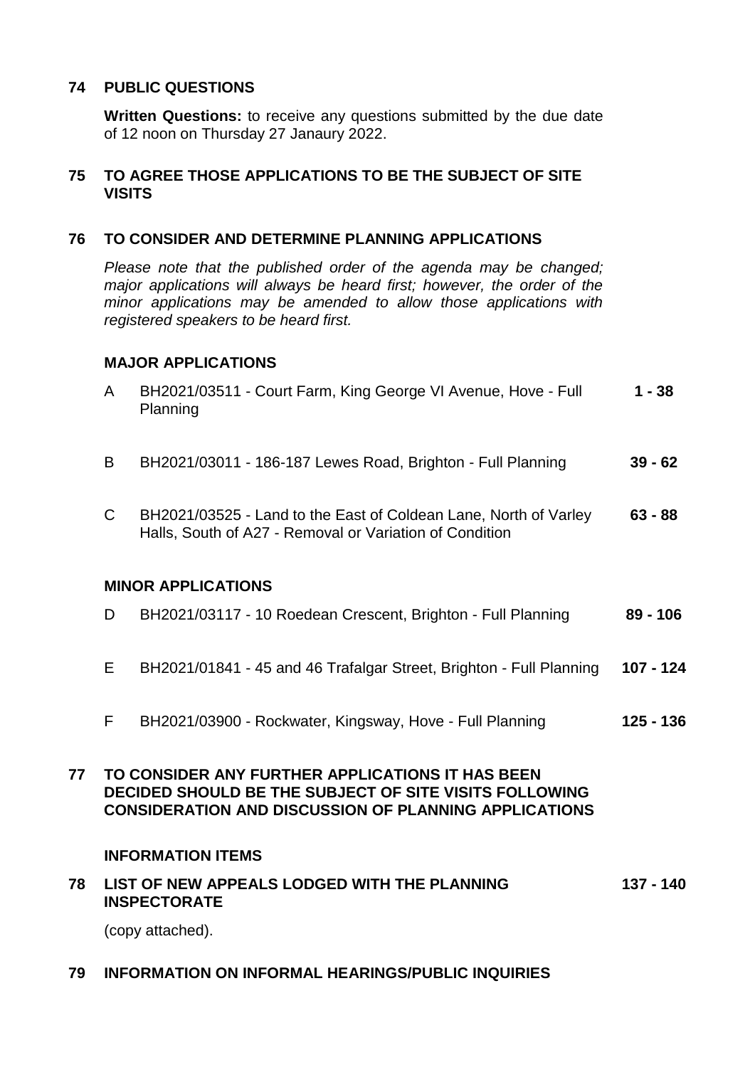## 74 PUBLIC QUESTIONS

**Written Questions:** to receive any questions submitted by the due date of 12 noon on Thursday 27 Janaury 2022.

## 75 TO AGREE THOSE APPLICATIONS TO BE THE SUBJECT OF SITE VISITS

## 76 TO CONSIDER AND DETERMINE PLANNING APPLICATIONS

*Please note that the published order of the agenda may be changed; major applications will always be heard first; however, the order of the minor applications may be amended to allow those applications with registered speakers to be heard first.*

### MAJOR APPLICATIONS

| | | |
|---|---|---|
| A | BH2021/03511 - Court Farm, King George VI Avenue, Hove - Full Planning | **1 - 38** |
| B | BH2021/03011 - 186-187 Lewes Road, Brighton - Full Planning | **39 - 62** |
| C | BH2021/03525 - Land to the East of Coldean Lane, North of Varley Halls, South of A27 - Removal or Variation of Condition | **63 - 88** |

### MINOR APPLICATIONS

| | | |
|---|---|---|
| D | BH2021/03117 - 10 Roedean Crescent, Brighton - Full Planning | **89 - 106** |
| E | BH2021/01841 - 45 and 46 Trafalgar Street, Brighton - Full Planning | **107 - 124** |
| F | BH2021/03900 - Rockwater, Kingsway, Hove - Full Planning | **125 - 136** |

## 77 TO CONSIDER ANY FURTHER APPLICATIONS IT HAS BEEN DECIDED SHOULD BE THE SUBJECT OF SITE VISITS FOLLOWING CONSIDERATION AND DISCUSSION OF PLANNING APPLICATIONS

### INFORMATION ITEMS

## 78 LIST OF NEW APPEALS LODGED WITH THE PLANNING INSPECTORATE — 137 - 140

(copy attached).

## 79 INFORMATION ON INFORMAL HEARINGS/PUBLIC INQUIRIES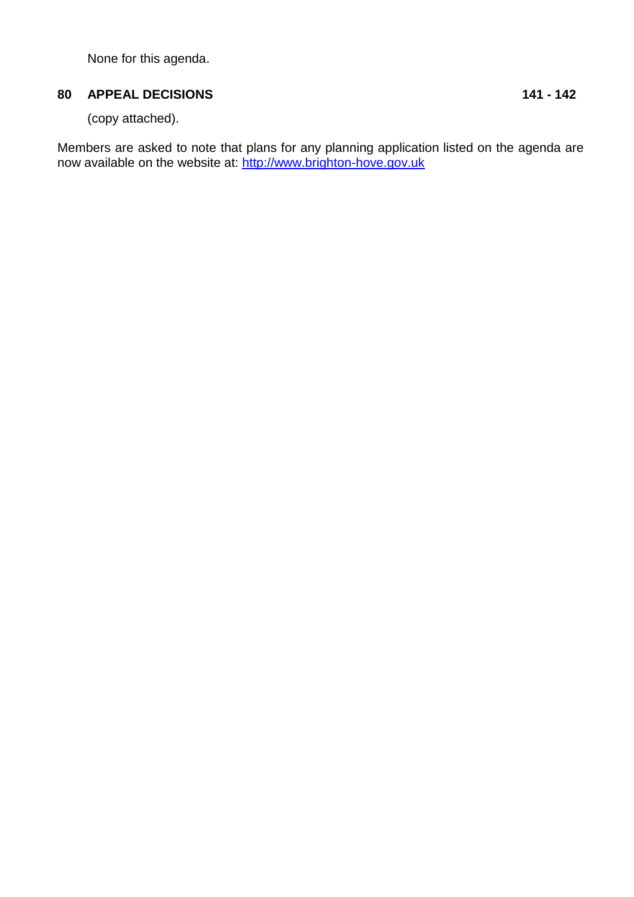None for this agenda.

**80 APPEAL DECISIONS** **141 - 142**

(copy attached).

Members are asked to note that plans for any planning application listed on the agenda are now available on the website at: [http://www.brighton-hove.gov.uk](http://www.brighton-hove.gov.uk)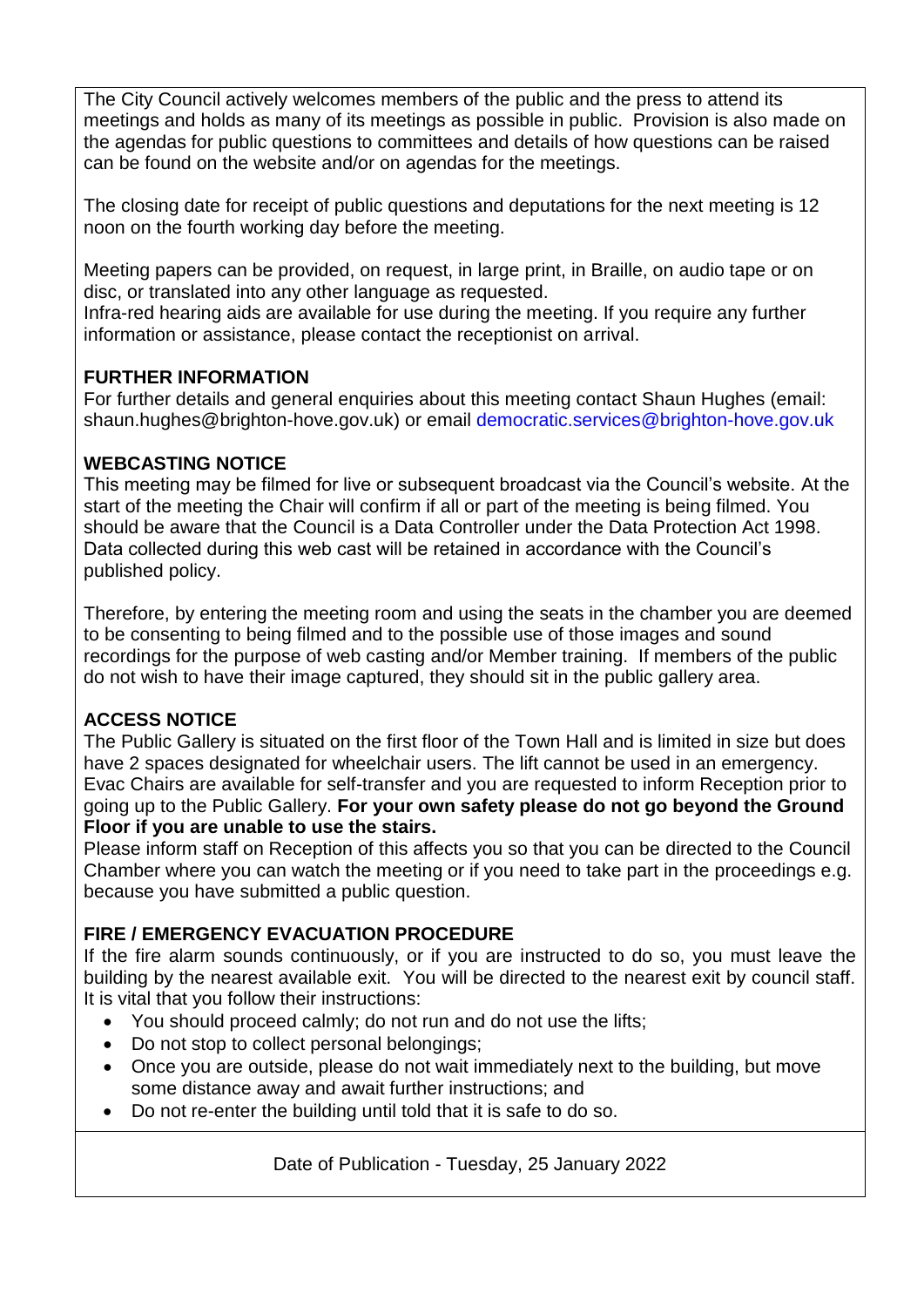The City Council actively welcomes members of the public and the press to attend its meetings and holds as many of its meetings as possible in public. Provision is also made on the agendas for public questions to committees and details of how questions can be raised can be found on the website and/or on agendas for the meetings.

The closing date for receipt of public questions and deputations for the next meeting is 12 noon on the fourth working day before the meeting.

Meeting papers can be provided, on request, in large print, in Braille, on audio tape or on disc, or translated into any other language as requested.

Infra-red hearing aids are available for use during the meeting. If you require any further information or assistance, please contact the receptionist on arrival.

**FURTHER INFORMATION**

For further details and general enquiries about this meeting contact Shaun Hughes (email: shaun.hughes@brighton-hove.gov.uk) or email democratic.services@brighton-hove.gov.uk

**WEBCASTING NOTICE**

This meeting may be filmed for live or subsequent broadcast via the Council's website. At the start of the meeting the Chair will confirm if all or part of the meeting is being filmed. You should be aware that the Council is a Data Controller under the Data Protection Act 1998. Data collected during this web cast will be retained in accordance with the Council's published policy.

Therefore, by entering the meeting room and using the seats in the chamber you are deemed to be consenting to being filmed and to the possible use of those images and sound recordings for the purpose of web casting and/or Member training. If members of the public do not wish to have their image captured, they should sit in the public gallery area.

**ACCESS NOTICE**

The Public Gallery is situated on the first floor of the Town Hall and is limited in size but does have 2 spaces designated for wheelchair users. The lift cannot be used in an emergency. Evac Chairs are available for self-transfer and you are requested to inform Reception prior to going up to the Public Gallery. **For your own safety please do not go beyond the Ground Floor if you are unable to use the stairs.**

Please inform staff on Reception of this affects you so that you can be directed to the Council Chamber where you can watch the meeting or if you need to take part in the proceedings e.g. because you have submitted a public question.

**FIRE / EMERGENCY EVACUATION PROCEDURE**

If the fire alarm sounds continuously, or if you are instructed to do so, you must leave the building by the nearest available exit. You will be directed to the nearest exit by council staff. It is vital that you follow their instructions:

- You should proceed calmly; do not run and do not use the lifts;
- Do not stop to collect personal belongings;
- Once you are outside, please do not wait immediately next to the building, but move some distance away and await further instructions; and
- Do not re-enter the building until told that it is safe to do so.

Date of Publication - Tuesday, 25 January 2022